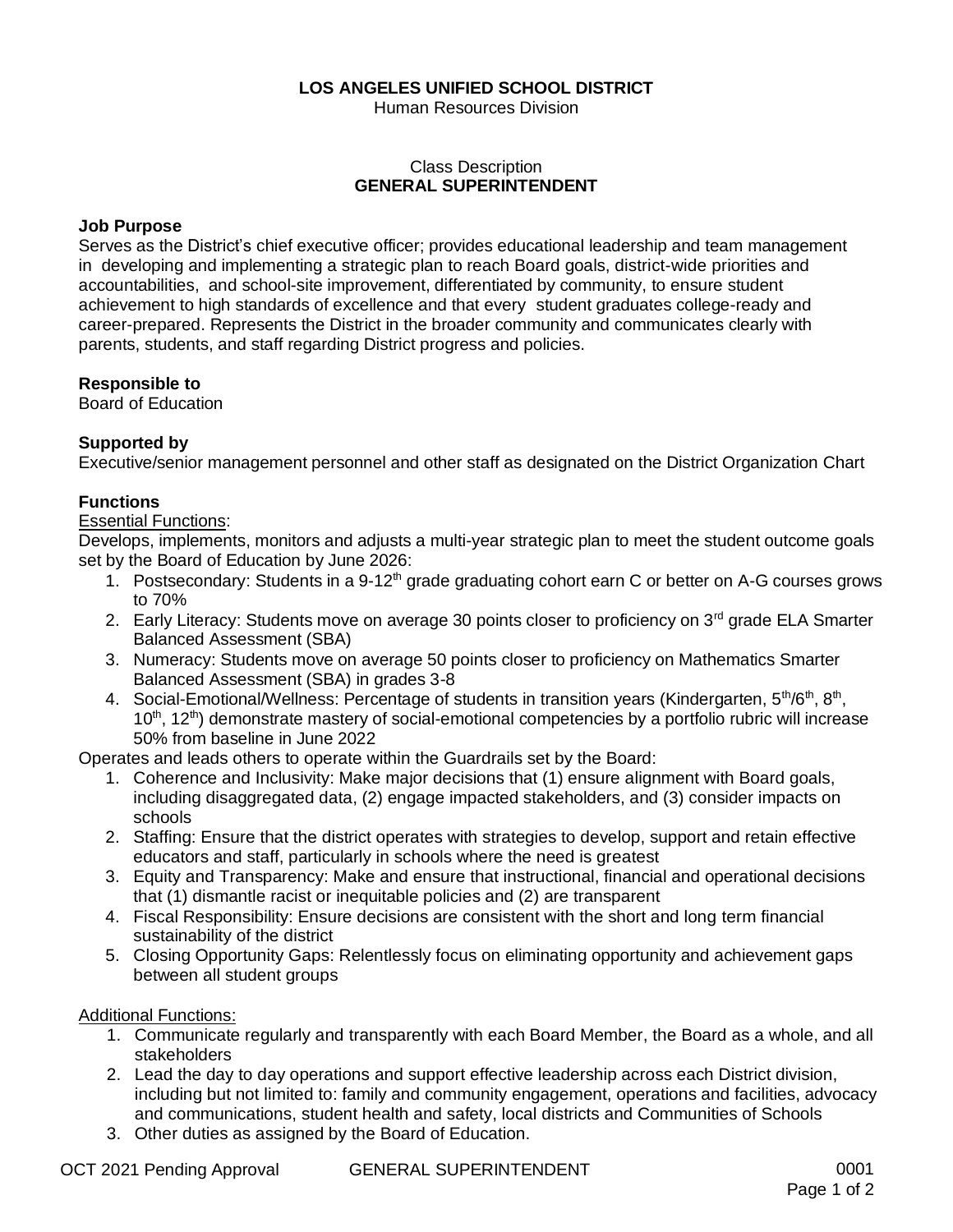# LOS ANGELES UNIFIED SCHOOL DISTRICT

Human Resources Division

Class Description

## GENERAL SUPERINTENDENT

**Job Purpose**

Serves as the District's chief executive officer; provides educational leadership and team management in developing and implementing a strategic plan to reach Board goals, district-wide priorities and accountabilities, and school-site improvement, differentiated by community, to ensure student achievement to high standards of excellence and that every student graduates college-ready and career-prepared. Represents the District in the broader community and communicates clearly with parents, students, and staff regarding District progress and policies.

**Responsible to**

Board of Education

**Supported by**

Executive/senior management personnel and other staff as designated on the District Organization Chart

**Functions**

Essential Functions:

Develops, implements, monitors and adjusts a multi-year strategic plan to meet the student outcome goals set by the Board of Education by June 2026:

1. Postsecondary: Students in a 9-12th grade graduating cohort earn C or better on A-G courses grows to 70%
2. Early Literacy: Students move on average 30 points closer to proficiency on 3rd grade ELA Smarter Balanced Assessment (SBA)
3. Numeracy: Students move on average 50 points closer to proficiency on Mathematics Smarter Balanced Assessment (SBA) in grades 3-8
4. Social-Emotional/Wellness: Percentage of students in transition years (Kindergarten, 5th/6th, 8th, 10th, 12th) demonstrate mastery of social-emotional competencies by a portfolio rubric will increase 50% from baseline in June 2022

Operates and leads others to operate within the Guardrails set by the Board:

1. Coherence and Inclusivity: Make major decisions that (1) ensure alignment with Board goals, including disaggregated data, (2) engage impacted stakeholders, and (3) consider impacts on schools
2. Staffing: Ensure that the district operates with strategies to develop, support and retain effective educators and staff, particularly in schools where the need is greatest
3. Equity and Transparency: Make and ensure that instructional, financial and operational decisions that (1) dismantle racist or inequitable policies and (2) are transparent
4. Fiscal Responsibility: Ensure decisions are consistent with the short and long term financial sustainability of the district
5. Closing Opportunity Gaps: Relentlessly focus on eliminating opportunity and achievement gaps between all student groups

Additional Functions:

1. Communicate regularly and transparently with each Board Member, the Board as a whole, and all stakeholders
2. Lead the day to day operations and support effective leadership across each District division, including but not limited to: family and community engagement, operations and facilities, advocacy and communications, student health and safety, local districts and Communities of Schools
3. Other duties as assigned by the Board of Education.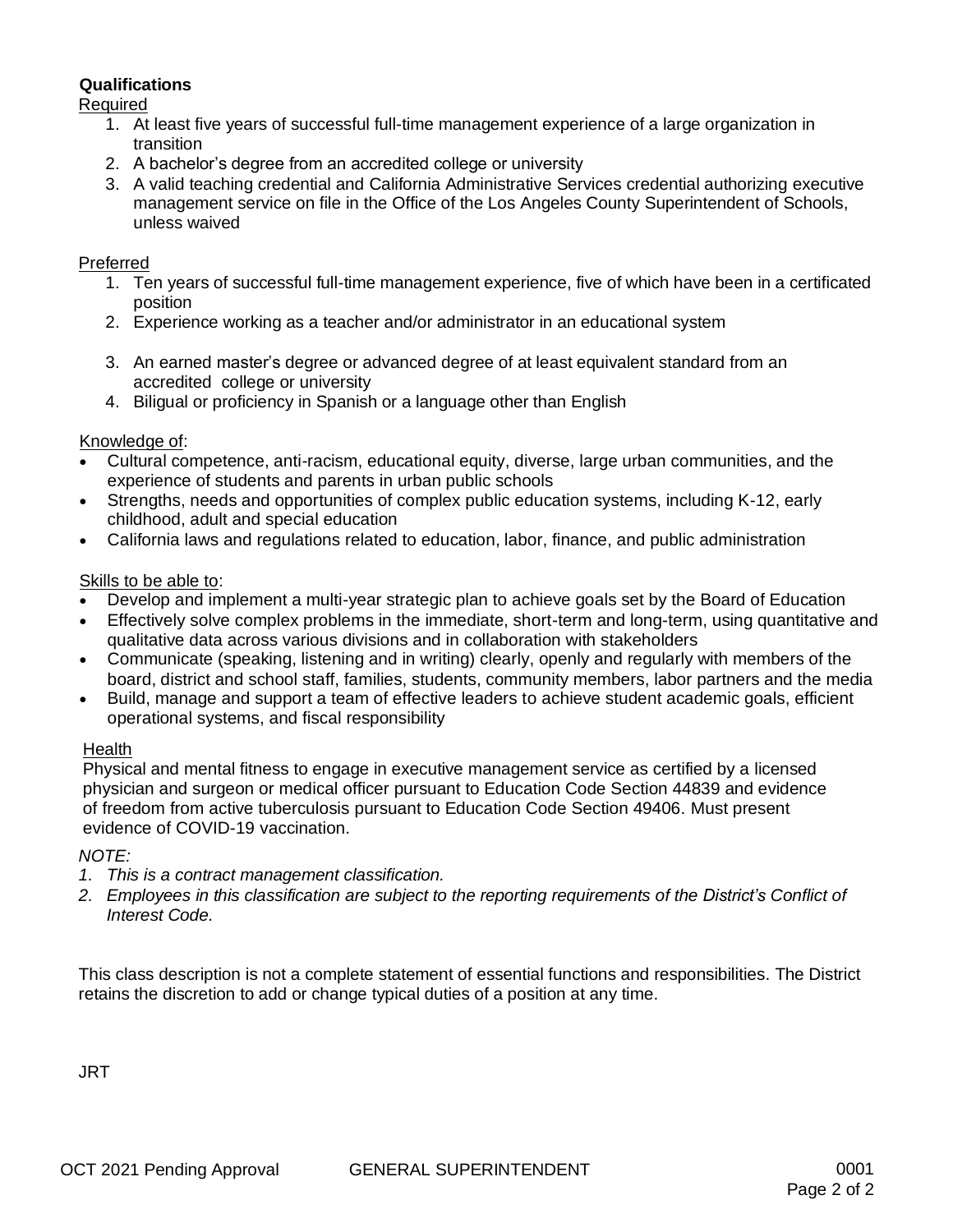**Qualifications**

Required

1. At least five years of successful full-time management experience of a large organization in transition
2. A bachelor's degree from an accredited college or university
3. A valid teaching credential and California Administrative Services credential authorizing executive management service on file in the Office of the Los Angeles County Superintendent of Schools, unless waived

Preferred

1. Ten years of successful full-time management experience, five of which have been in a certificated position
2. Experience working as a teacher and/or administrator in an educational system
3. An earned master's degree or advanced degree of at least equivalent standard from an accredited college or university
4. Biligual or proficiency in Spanish or a language other than English

Knowledge of:

- Cultural competence, anti-racism, educational equity, diverse, large urban communities, and the experience of students and parents in urban public schools
- Strengths, needs and opportunities of complex public education systems, including K-12, early childhood, adult and special education
- California laws and regulations related to education, labor, finance, and public administration

Skills to be able to:

- Develop and implement a multi-year strategic plan to achieve goals set by the Board of Education
- Effectively solve complex problems in the immediate, short-term and long-term, using quantitative and qualitative data across various divisions and in collaboration with stakeholders
- Communicate (speaking, listening and in writing) clearly, openly and regularly with members of the board, district and school staff, families, students, community members, labor partners and the media
- Build, manage and support a team of effective leaders to achieve student academic goals, efficient operational systems, and fiscal responsibility

Health

Physical and mental fitness to engage in executive management service as certified by a licensed physician and surgeon or medical officer pursuant to Education Code Section 44839 and evidence of freedom from active tuberculosis pursuant to Education Code Section 49406. Must present evidence of COVID-19 vaccination.

*NOTE:*

1. *This is a contract management classification.*
2. *Employees in this classification are subject to the reporting requirements of the District's Conflict of Interest Code.*

This class description is not a complete statement of essential functions and responsibilities. The District retains the discretion to add or change typical duties of a position at any time.

JRT

OCT 2021 Pending Approval GENERAL SUPERINTENDENT 0001